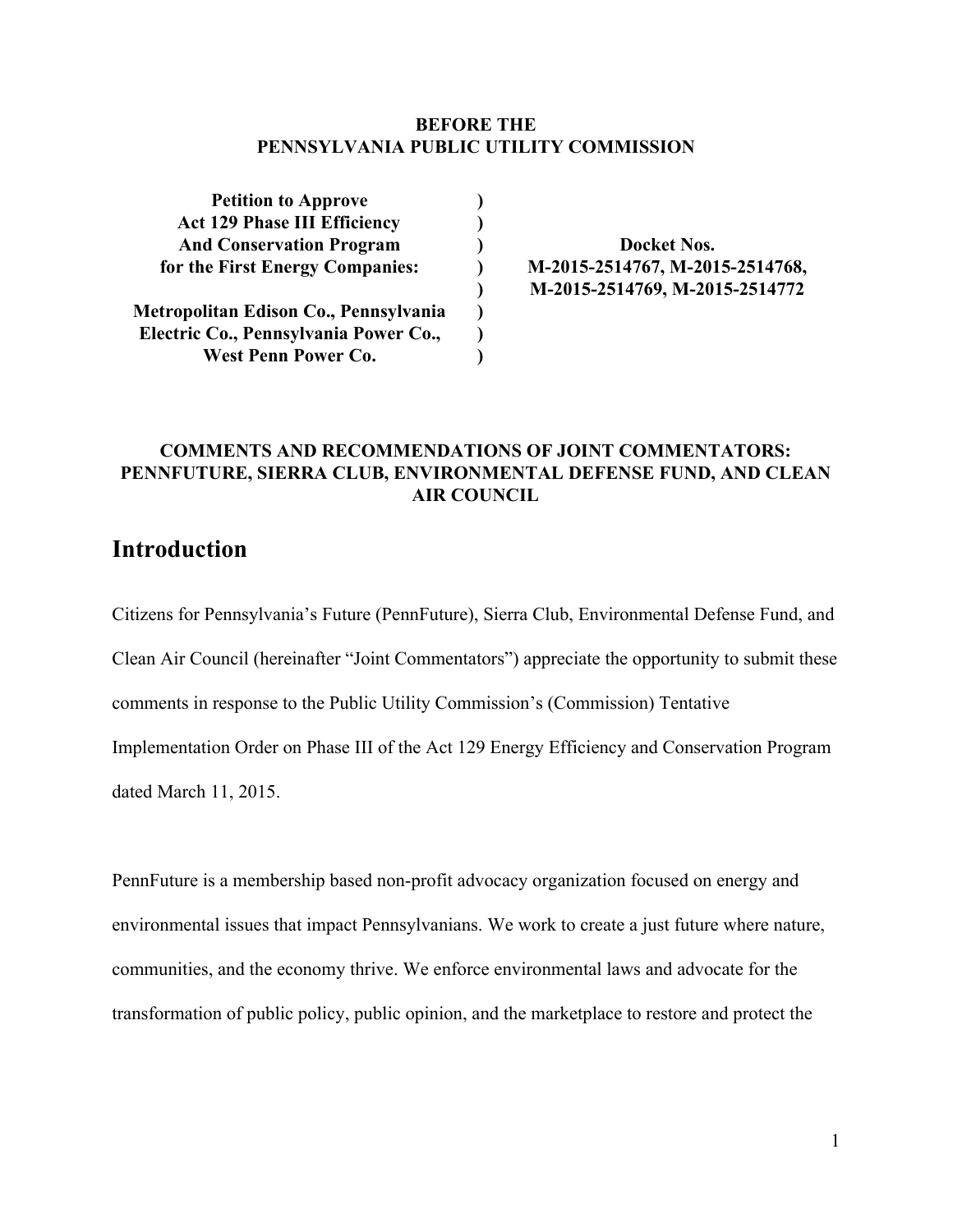**BEFORE THE**
**PENNSYLVANIA PUBLIC UTILITY COMMISSION**

| | | |
|---|---|---|
| **Petition to Approve** | **)** | |
| **Act 129 Phase III Efficiency** | **)** | |
| **And Conservation Program** | **)** | **Docket Nos.** |
| **for the First Energy Companies:** | **)** | **M-2015-2514767, M-2015-2514768,** |
| | **)** | **M-2015-2514769, M-2015-2514772** |
| **Metropolitan Edison Co., Pennsylvania** | **)** | |
| **Electric Co., Pennsylvania Power Co.,** | **)** | |
| **West Penn Power Co.** | **)** | |

**COMMENTS AND RECOMMENDATIONS OF JOINT COMMENTATORS: PENNFUTURE, SIERRA CLUB, ENVIRONMENTAL DEFENSE FUND, AND CLEAN AIR COUNCIL**

# Introduction

Citizens for Pennsylvania's Future (PennFuture), Sierra Club, Environmental Defense Fund, and Clean Air Council (hereinafter "Joint Commentators") appreciate the opportunity to submit these comments in response to the Public Utility Commission's (Commission) Tentative Implementation Order on Phase III of the Act 129 Energy Efficiency and Conservation Program dated March 11, 2015.

PennFuture is a membership based non-profit advocacy organization focused on energy and environmental issues that impact Pennsylvanians. We work to create a just future where nature, communities, and the economy thrive. We enforce environmental laws and advocate for the transformation of public policy, public opinion, and the marketplace to restore and protect the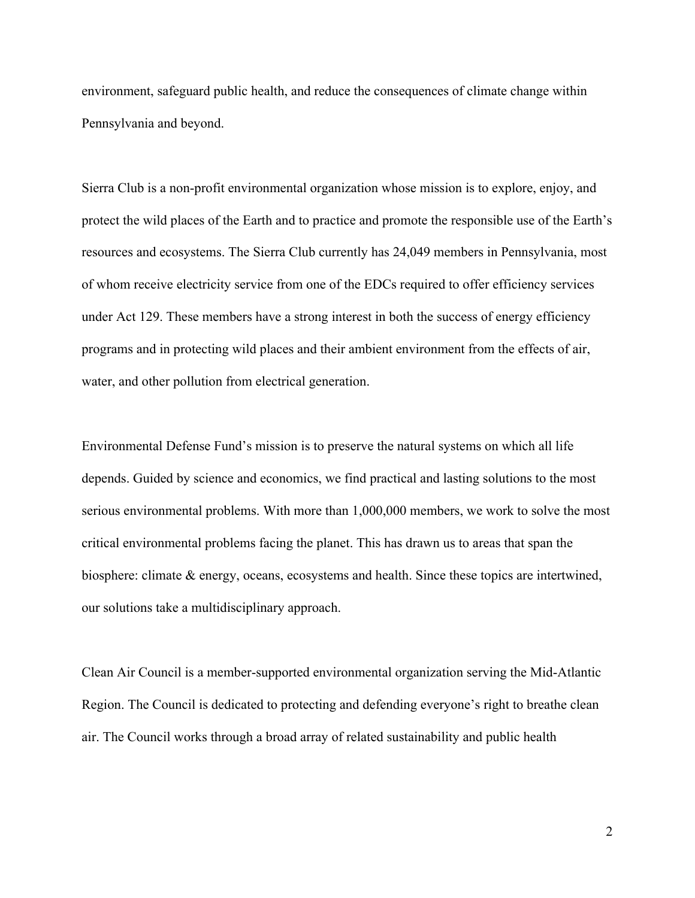environment, safeguard public health, and reduce the consequences of climate change within Pennsylvania and beyond.

Sierra Club is a non-profit environmental organization whose mission is to explore, enjoy, and protect the wild places of the Earth and to practice and promote the responsible use of the Earth's resources and ecosystems. The Sierra Club currently has 24,049 members in Pennsylvania, most of whom receive electricity service from one of the EDCs required to offer efficiency services under Act 129. These members have a strong interest in both the success of energy efficiency programs and in protecting wild places and their ambient environment from the effects of air, water, and other pollution from electrical generation.

Environmental Defense Fund's mission is to preserve the natural systems on which all life depends. Guided by science and economics, we find practical and lasting solutions to the most serious environmental problems. With more than 1,000,000 members, we work to solve the most critical environmental problems facing the planet. This has drawn us to areas that span the biosphere: climate & energy, oceans, ecosystems and health. Since these topics are intertwined, our solutions take a multidisciplinary approach.

Clean Air Council is a member-supported environmental organization serving the Mid-Atlantic Region. The Council is dedicated to protecting and defending everyone's right to breathe clean air. The Council works through a broad array of related sustainability and public health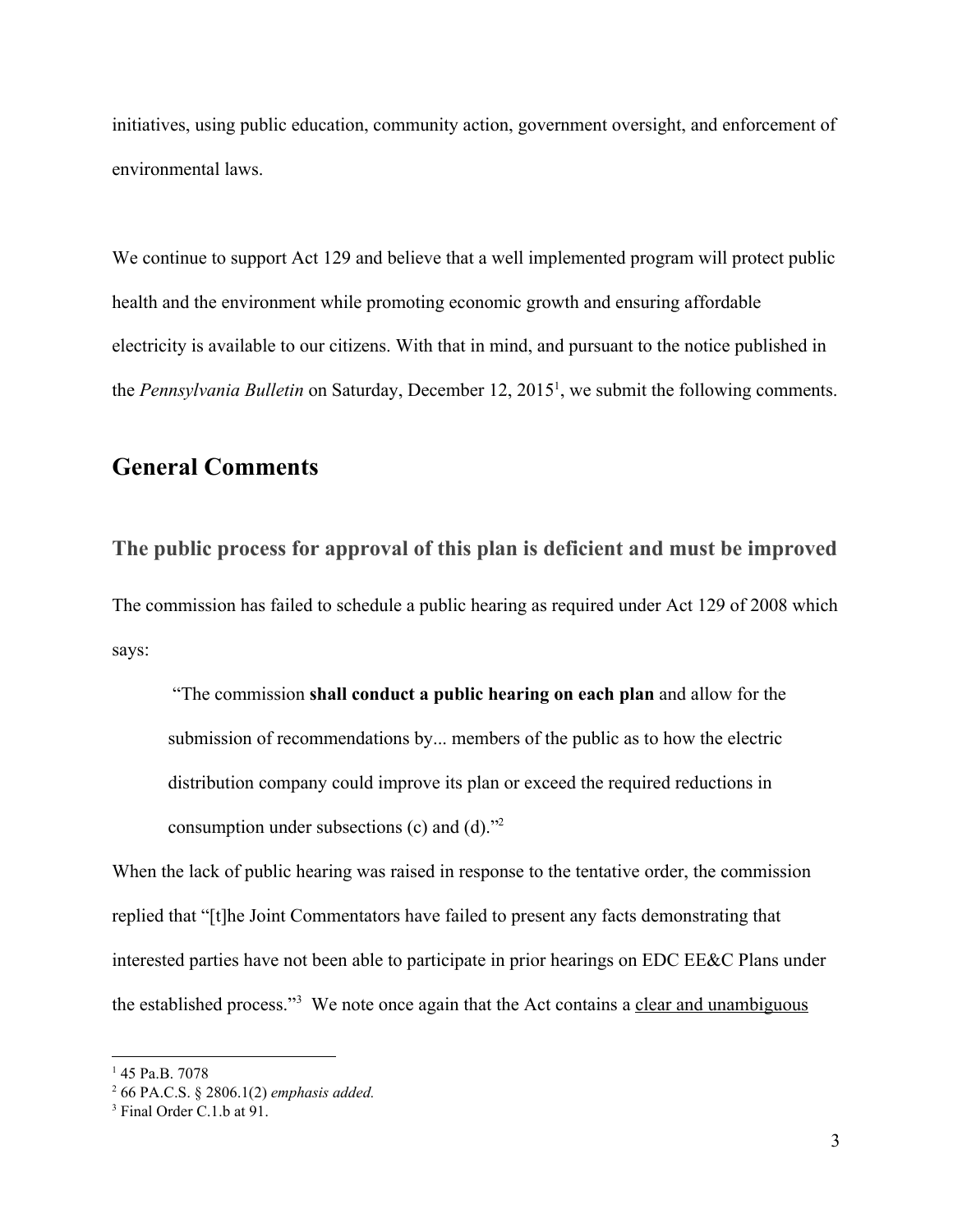initiatives, using public education, community action, government oversight, and enforcement of environmental laws.

We continue to support Act 129 and believe that a well implemented program will protect public health and the environment while promoting economic growth and ensuring affordable electricity is available to our citizens. With that in mind, and pursuant to the notice published in the *Pennsylvania Bulletin* on Saturday, December 12, 2015[1], we submit the following comments.

## General Comments

### The public process for approval of this plan is deficient and must be improved

The commission has failed to schedule a public hearing as required under Act 129 of 2008 which says:

> "The commission **shall conduct a public hearing on each plan** and allow for the submission of recommendations by... members of the public as to how the electric distribution company could improve its plan or exceed the required reductions in consumption under subsections (c) and (d)."[2]

When the lack of public hearing was raised in response to the tentative order, the commission replied that "[t]he Joint Commentators have failed to present any facts demonstrating that interested parties have not been able to participate in prior hearings on EDC EE&C Plans under the established process."[3] We note once again that the Act contains a <u>clear and unambiguous</u>

---

[1] 45 Pa.B. 7078

[2] 66 PA.C.S. § 2806.1(2) *emphasis added.*

[3] Final Order C.1.b at 91.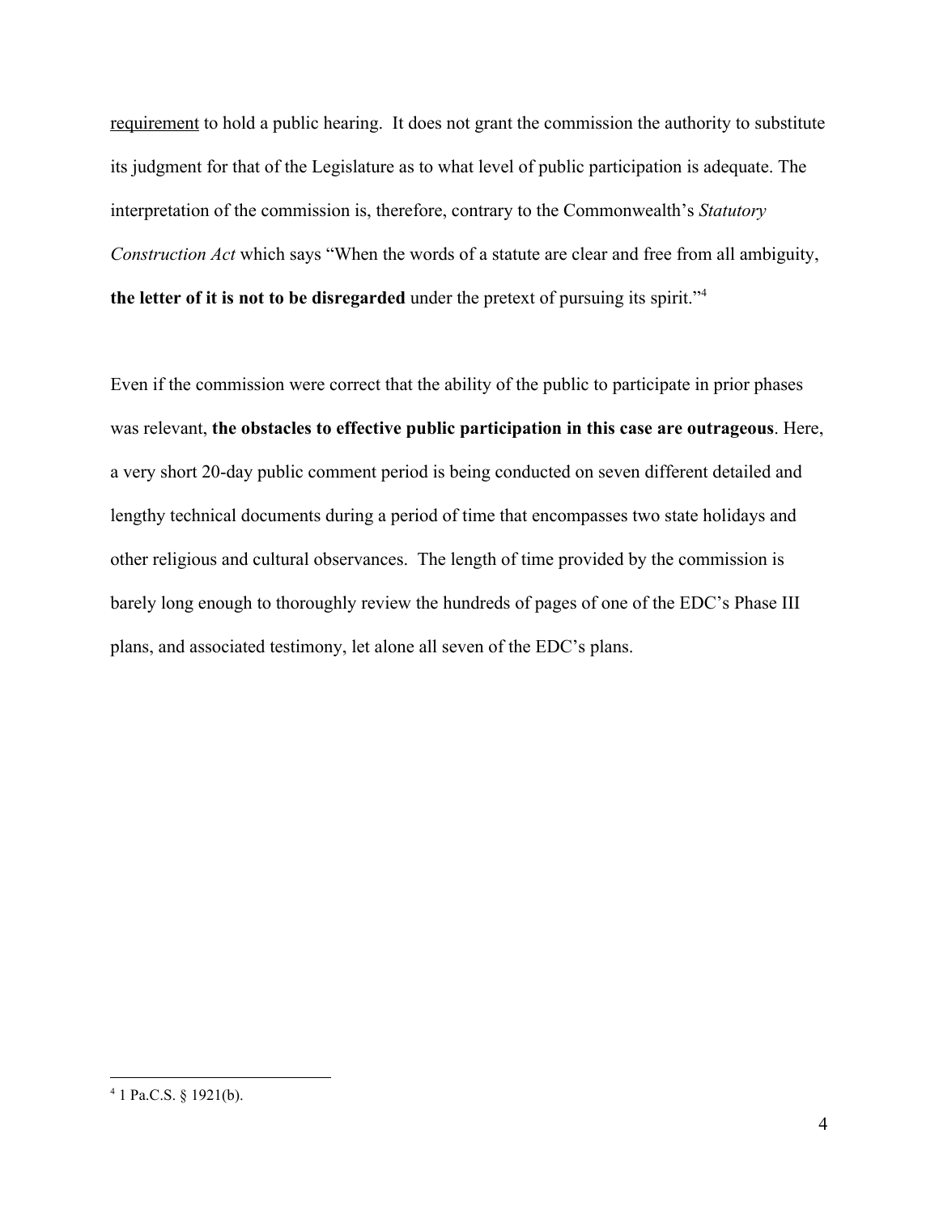requirement to hold a public hearing. It does not grant the commission the authority to substitute its judgment for that of the Legislature as to what level of public participation is adequate. The interpretation of the commission is, therefore, contrary to the Commonwealth's *Statutory Construction Act* which says "When the words of a statute are clear and free from all ambiguity, **the letter of it is not to be disregarded** under the pretext of pursuing its spirit."[4]

Even if the commission were correct that the ability of the public to participate in prior phases was relevant, **the obstacles to effective public participation in this case are outrageous**. Here, a very short 20-day public comment period is being conducted on seven different detailed and lengthy technical documents during a period of time that encompasses two state holidays and other religious and cultural observances. The length of time provided by the commission is barely long enough to thoroughly review the hundreds of pages of one of the EDC's Phase III plans, and associated testimony, let alone all seven of the EDC's plans.

---

[4] 1 Pa.C.S. § 1921(b).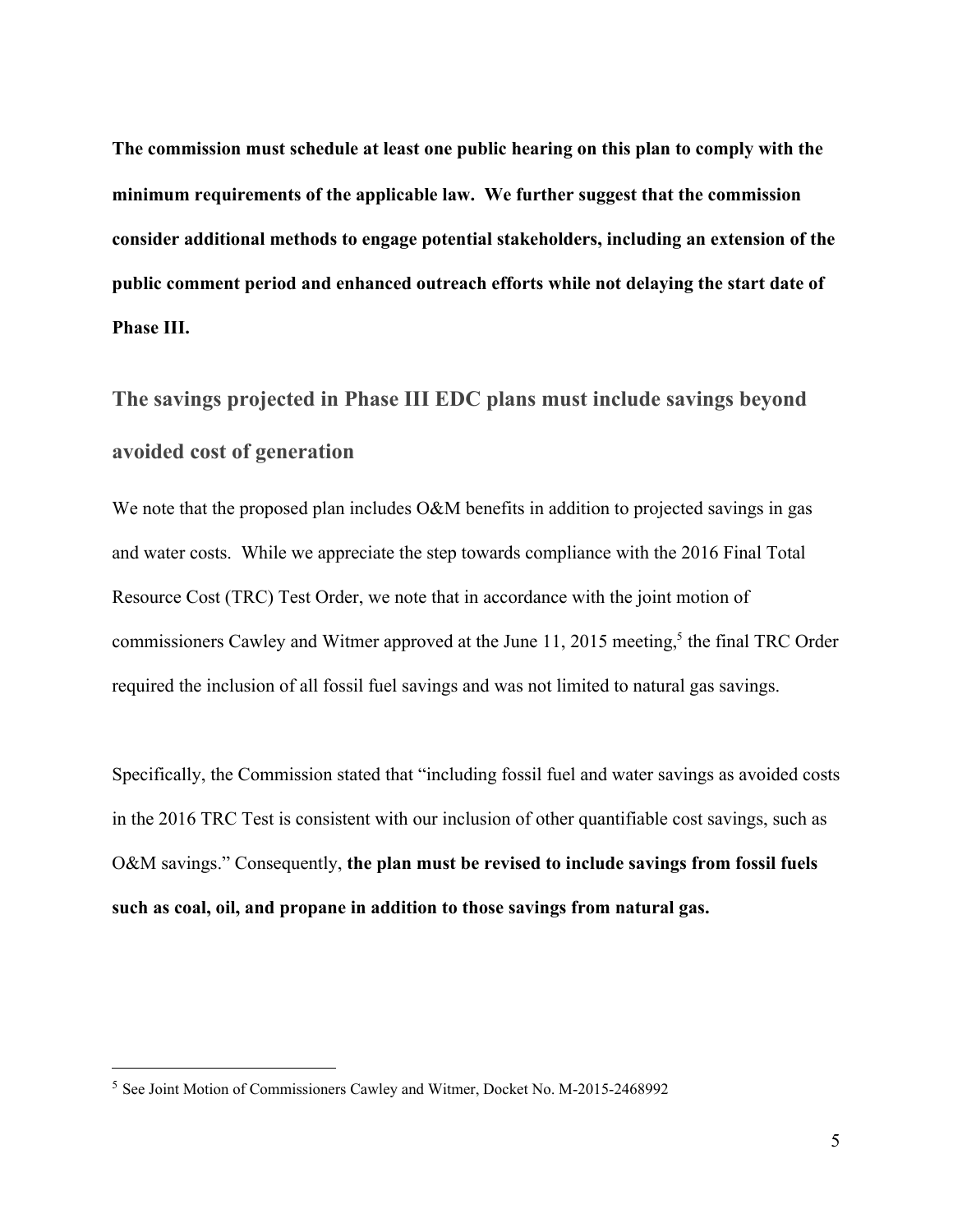**The commission must schedule at least one public hearing on this plan to comply with the minimum requirements of the applicable law. We further suggest that the commission consider additional methods to engage potential stakeholders, including an extension of the public comment period and enhanced outreach efforts while not delaying the start date of Phase III.**

## The savings projected in Phase III EDC plans must include savings beyond avoided cost of generation

We note that the proposed plan includes O&M benefits in addition to projected savings in gas and water costs. While we appreciate the step towards compliance with the 2016 Final Total Resource Cost (TRC) Test Order, we note that in accordance with the joint motion of commissioners Cawley and Witmer approved at the June 11, 2015 meeting,[5] the final TRC Order required the inclusion of all fossil fuel savings and was not limited to natural gas savings.

Specifically, the Commission stated that "including fossil fuel and water savings as avoided costs in the 2016 TRC Test is consistent with our inclusion of other quantifiable cost savings, such as O&M savings." Consequently, **the plan must be revised to include savings from fossil fuels such as coal, oil, and propane in addition to those savings from natural gas.**

---

[5] See Joint Motion of Commissioners Cawley and Witmer, Docket No. M-2015-2468992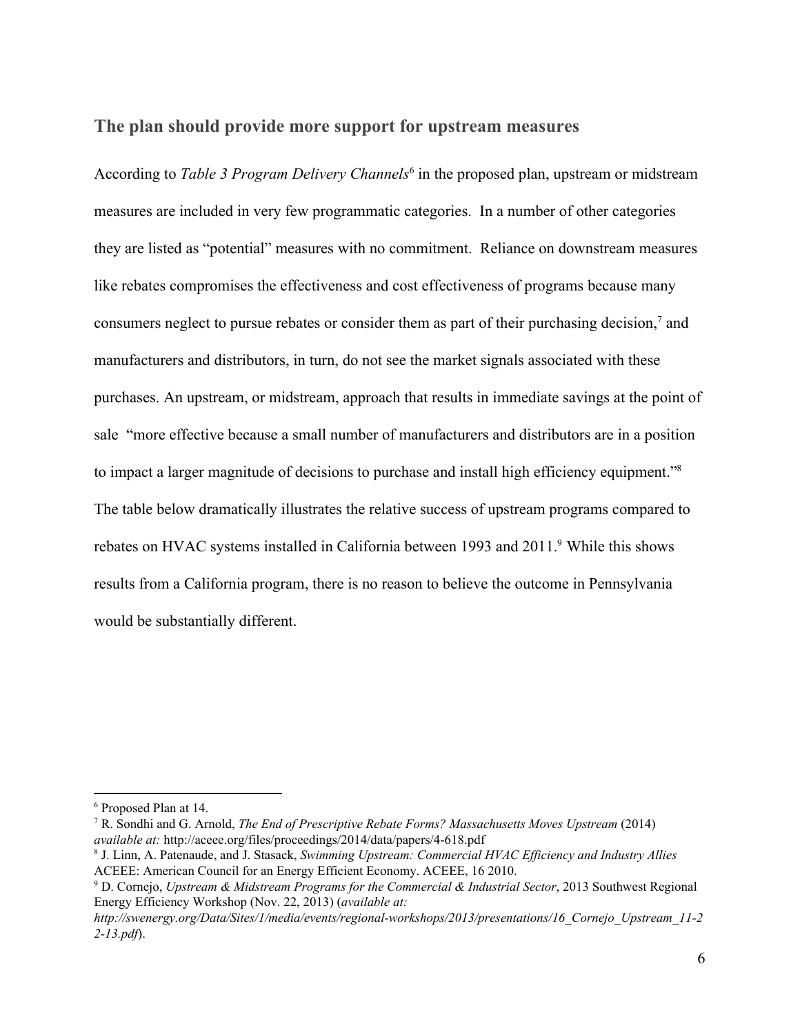## The plan should provide more support for upstream measures

According to *Table 3 Program Delivery Channels*[6] in the proposed plan, upstream or midstream measures are included in very few programmatic categories. In a number of other categories they are listed as "potential" measures with no commitment. Reliance on downstream measures like rebates compromises the effectiveness and cost effectiveness of programs because many consumers neglect to pursue rebates or consider them as part of their purchasing decision,[7] and manufacturers and distributors, in turn, do not see the market signals associated with these purchases. An upstream, or midstream, approach that results in immediate savings at the point of sale "more effective because a small number of manufacturers and distributors are in a position to impact a larger magnitude of decisions to purchase and install high efficiency equipment."[8] The table below dramatically illustrates the relative success of upstream programs compared to rebates on HVAC systems installed in California between 1993 and 2011.[9] While this shows results from a California program, there is no reason to believe the outcome in Pennsylvania would be substantially different.

---

[6] Proposed Plan at 14.

[7] R. Sondhi and G. Arnold, *The End of Prescriptive Rebate Forms? Massachusetts Moves Upstream* (2014) *available at:* http://aceee.org/files/proceedings/2014/data/papers/4-618.pdf

[8] J. Linn, A. Patenaude, and J. Stasack, *Swimming Upstream: Commercial HVAC Efficiency and Industry Allies* ACEEE: American Council for an Energy Efficient Economy. ACEEE, 16 2010.

[9] D. Cornejo, *Upstream & Midstream Programs for the Commercial & Industrial Sector*, 2013 Southwest Regional Energy Efficiency Workshop (Nov. 22, 2013) (*available at: http://swenergy.org/Data/Sites/1/media/events/regional-workshops/2013/presentations/16_Cornejo_Upstream_11-22-13.pdf*).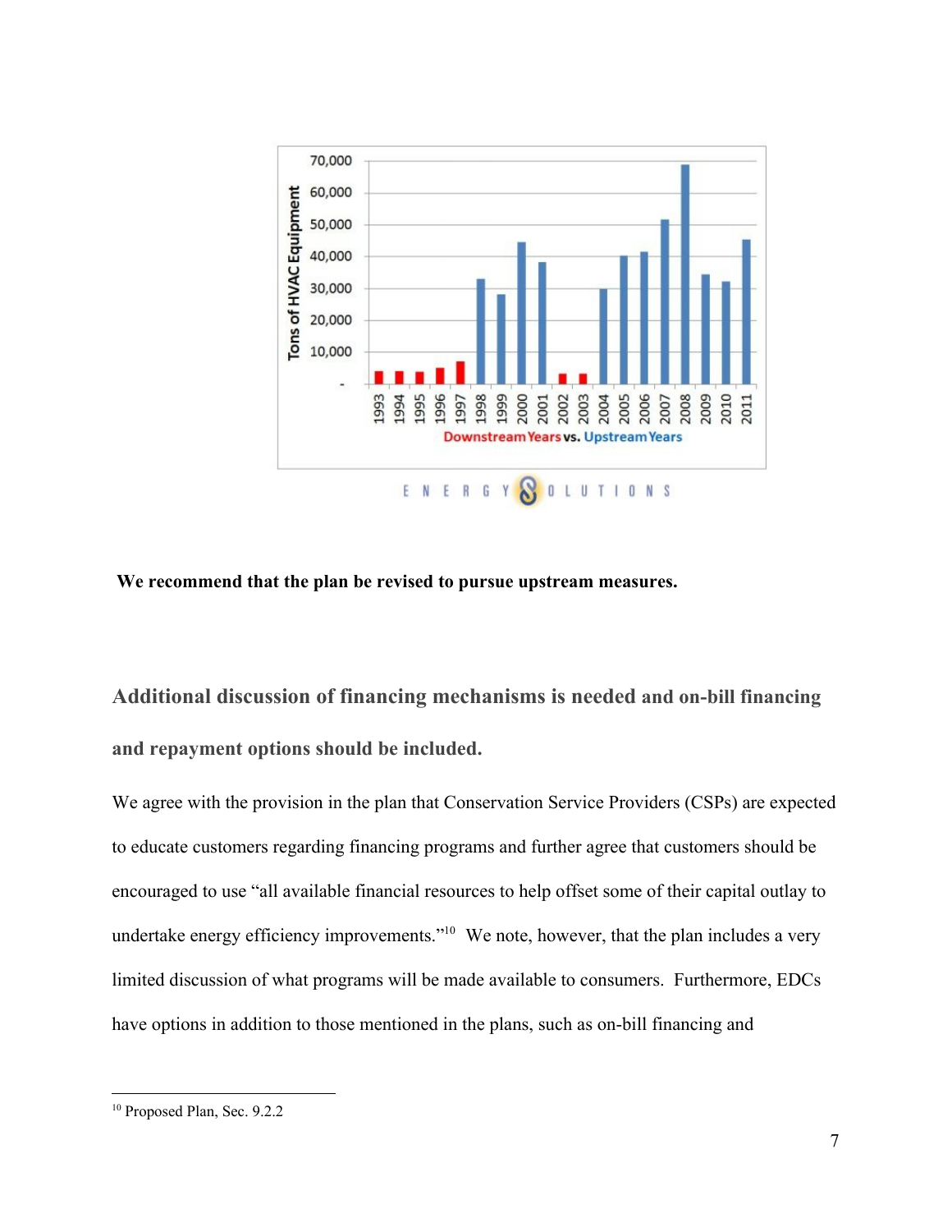**We recommend that the plan be revised to pursue upstream measures.**

## Additional discussion of financing mechanisms is needed and on-bill financing and repayment options should be included.

We agree with the provision in the plan that Conservation Service Providers (CSPs) are expected to educate customers regarding financing programs and further agree that customers should be encouraged to use "all available financial resources to help offset some of their capital outlay to undertake energy efficiency improvements."[10] We note, however, that the plan includes a very limited discussion of what programs will be made available to consumers. Furthermore, EDCs have options in addition to those mentioned in the plans, such as on-bill financing and

[10] Proposed Plan, Sec. 9.2.2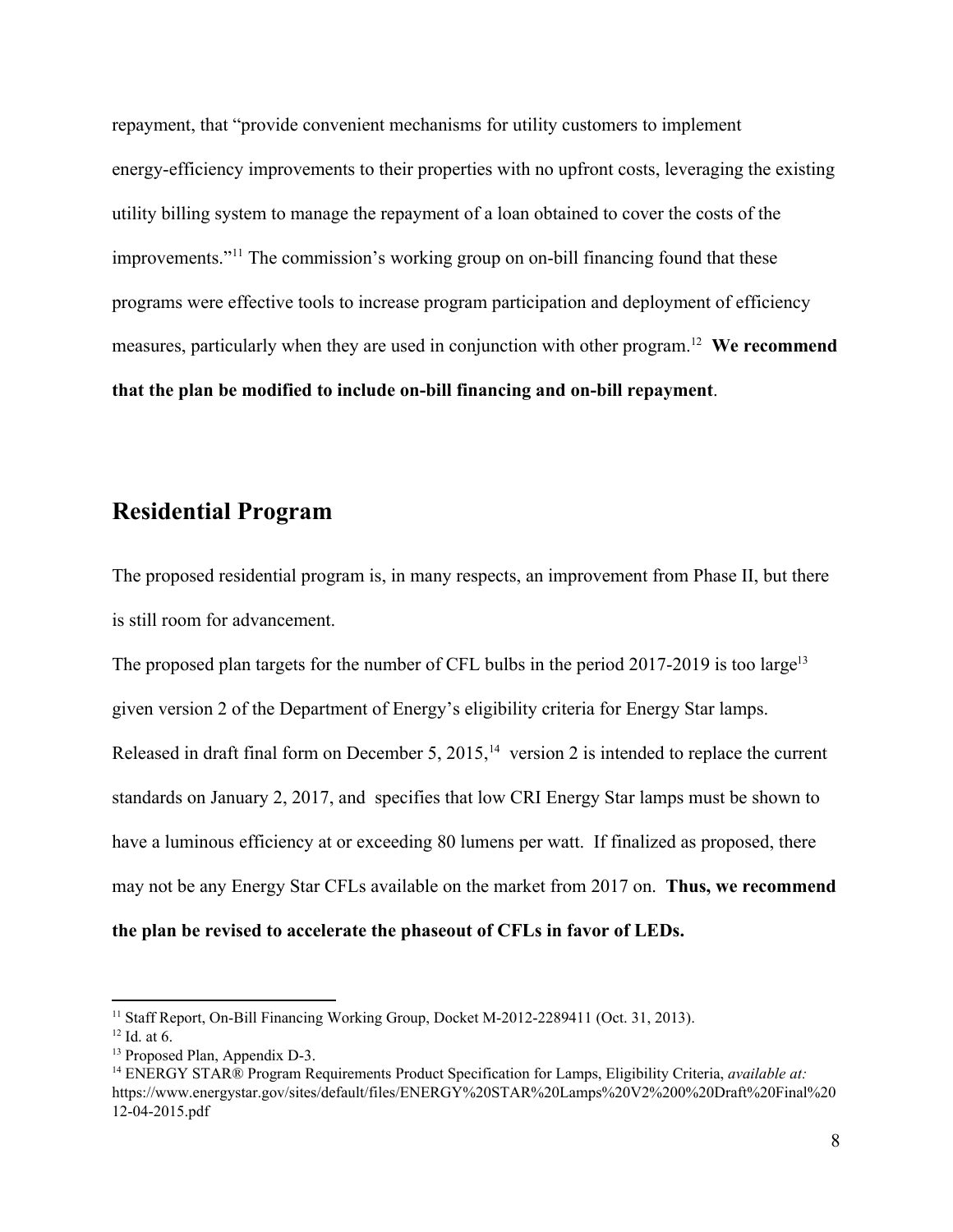repayment, that "provide convenient mechanisms for utility customers to implement energy-efficiency improvements to their properties with no upfront costs, leveraging the existing utility billing system to manage the repayment of a loan obtained to cover the costs of the improvements."[11] The commission's working group on on-bill financing found that these programs were effective tools to increase program participation and deployment of efficiency measures, particularly when they are used in conjunction with other program.[12] **We recommend that the plan be modified to include on-bill financing and on-bill repayment**.

## Residential Program

The proposed residential program is, in many respects, an improvement from Phase II, but there is still room for advancement.

The proposed plan targets for the number of CFL bulbs in the period 2017-2019 is too large[13] given version 2 of the Department of Energy's eligibility criteria for Energy Star lamps. Released in draft final form on December 5, 2015,[14] version 2 is intended to replace the current standards on January 2, 2017, and specifies that low CRI Energy Star lamps must be shown to have a luminous efficiency at or exceeding 80 lumens per watt. If finalized as proposed, there may not be any Energy Star CFLs available on the market from 2017 on. **Thus, we recommend the plan be revised to accelerate the phaseout of CFLs in favor of LEDs.**

---

[11] Staff Report, On-Bill Financing Working Group, Docket M-2012-2289411 (Oct. 31, 2013).

[12] Id. at 6.

[13] Proposed Plan, Appendix D-3.

[14] ENERGY STAR® Program Requirements Product Specification for Lamps, Eligibility Criteria, *available at:* https://www.energystar.gov/sites/default/files/ENERGY%20STAR%20Lamps%20V2%200%20Draft%20Final%2012-04-2015.pdf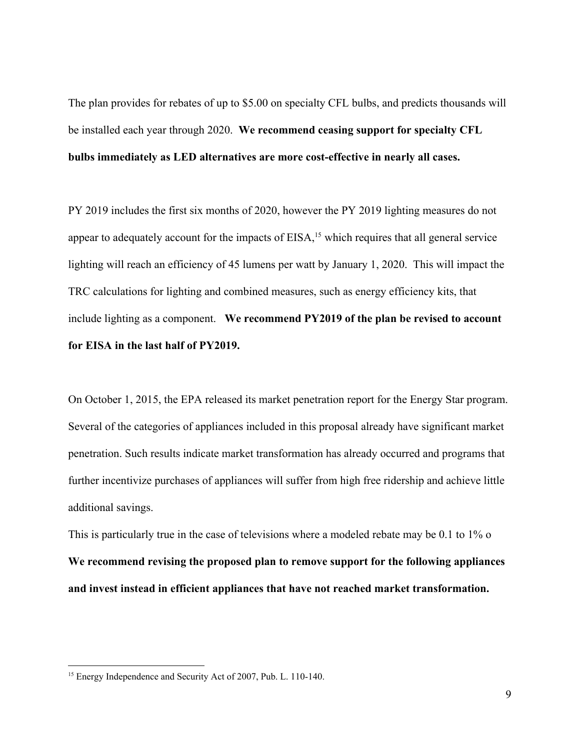The plan provides for rebates of up to $5.00 on specialty CFL bulbs, and predicts thousands will be installed each year through 2020. **We recommend ceasing support for specialty CFL bulbs immediately as LED alternatives are more cost-effective in nearly all cases.**

PY 2019 includes the first six months of 2020, however the PY 2019 lighting measures do not appear to adequately account for the impacts of EISA,[15] which requires that all general service lighting will reach an efficiency of 45 lumens per watt by January 1, 2020. This will impact the TRC calculations for lighting and combined measures, such as energy efficiency kits, that include lighting as a component. **We recommend PY2019 of the plan be revised to account for EISA in the last half of PY2019.**

On October 1, 2015, the EPA released its market penetration report for the Energy Star program. Several of the categories of appliances included in this proposal already have significant market penetration. Such results indicate market transformation has already occurred and programs that further incentivize purchases of appliances will suffer from high free ridership and achieve little additional savings.

This is particularly true in the case of televisions where a modeled rebate may be 0.1 to 1% o **We recommend revising the proposed plan to remove support for the following appliances and invest instead in efficient appliances that have not reached market transformation.**

---

[15] Energy Independence and Security Act of 2007, Pub. L. 110-140.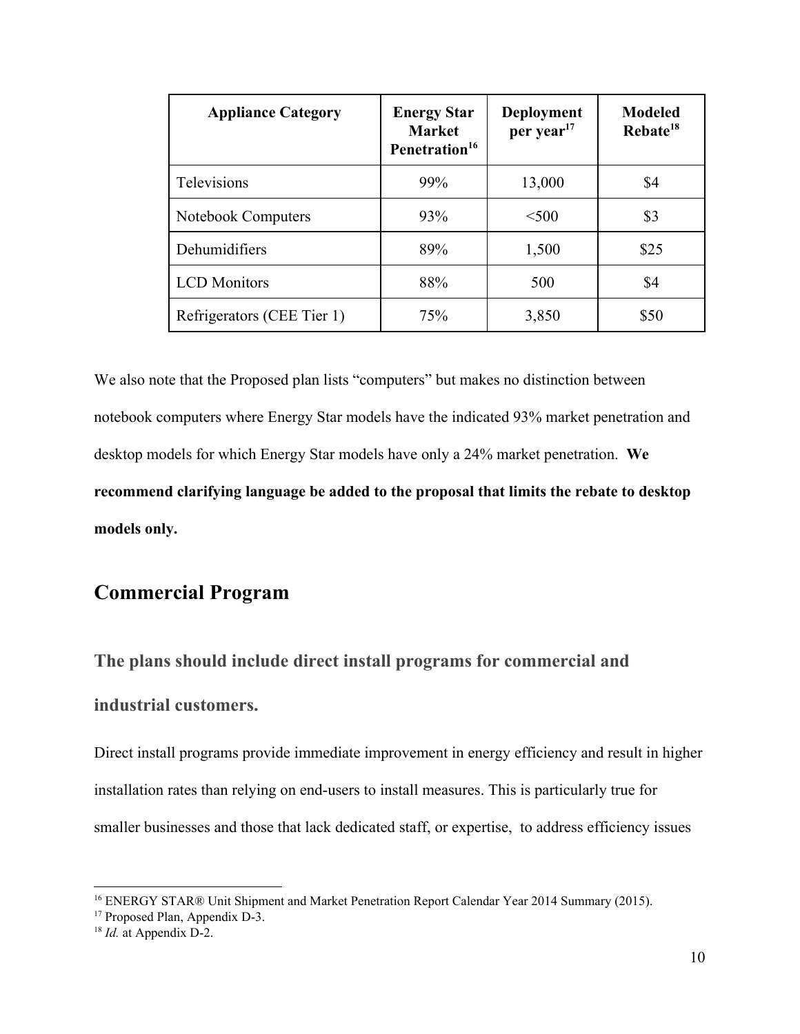| Appliance Category | Energy Star Market Penetration[16] | Deployment per year[17] | Modeled Rebate[18] |
|---|---|---|---|
| Televisions | 99% | 13,000 | $4 |
| Notebook Computers | 93% | <500 | $3 |
| Dehumidifiers | 89% | 1,500 | $25 |
| LCD Monitors | 88% | 500 | $4 |
| Refrigerators (CEE Tier 1) | 75% | 3,850 | $50 |

We also note that the Proposed plan lists "computers" but makes no distinction between notebook computers where Energy Star models have the indicated 93% market penetration and desktop models for which Energy Star models have only a 24% market penetration. **We recommend clarifying language be added to the proposal that limits the rebate to desktop models only.**

## Commercial Program

### The plans should include direct install programs for commercial and industrial customers.

Direct install programs provide immediate improvement in energy efficiency and result in higher installation rates than relying on end-users to install measures. This is particularly true for smaller businesses and those that lack dedicated staff, or expertise, to address efficiency issues

---

[16] ENERGY STAR® Unit Shipment and Market Penetration Report Calendar Year 2014 Summary (2015).

[17] Proposed Plan, Appendix D-3.

[18] *Id.* at Appendix D-2.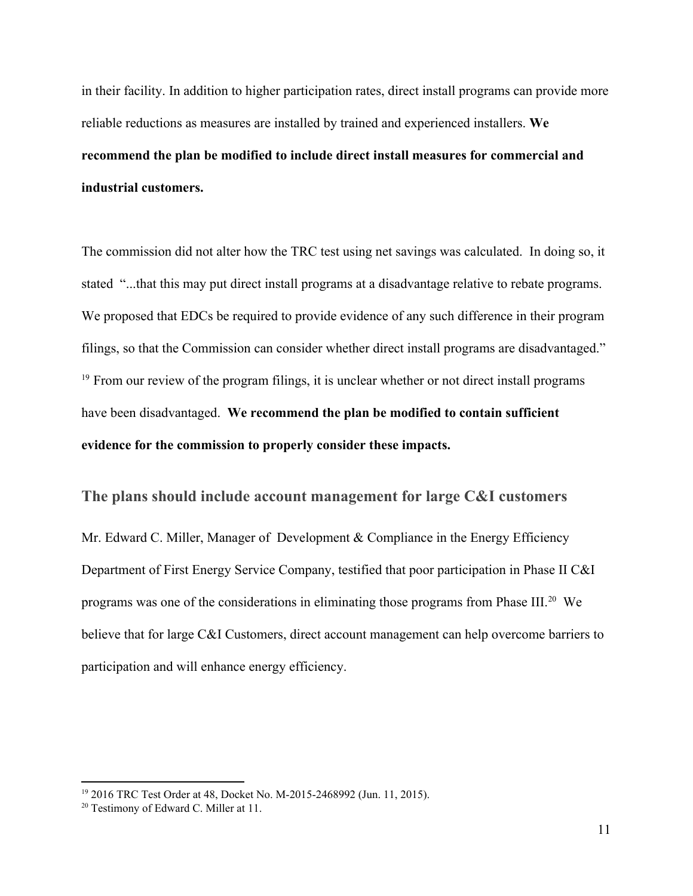in their facility. In addition to higher participation rates, direct install programs can provide more reliable reductions as measures are installed by trained and experienced installers. **We recommend the plan be modified to include direct install measures for commercial and industrial customers.**

The commission did not alter how the TRC test using net savings was calculated. In doing so, it stated "...that this may put direct install programs at a disadvantage relative to rebate programs. We proposed that EDCs be required to provide evidence of any such difference in their program filings, so that the Commission can consider whether direct install programs are disadvantaged." [19] From our review of the program filings, it is unclear whether or not direct install programs have been disadvantaged. **We recommend the plan be modified to contain sufficient evidence for the commission to properly consider these impacts.**

## The plans should include account management for large C&I customers

Mr. Edward C. Miller, Manager of Development & Compliance in the Energy Efficiency Department of First Energy Service Company, testified that poor participation in Phase II C&I programs was one of the considerations in eliminating those programs from Phase III.[20] We believe that for large C&I Customers, direct account management can help overcome barriers to participation and will enhance energy efficiency.

---

[19] 2016 TRC Test Order at 48, Docket No. M-2015-2468992 (Jun. 11, 2015).

[20] Testimony of Edward C. Miller at 11.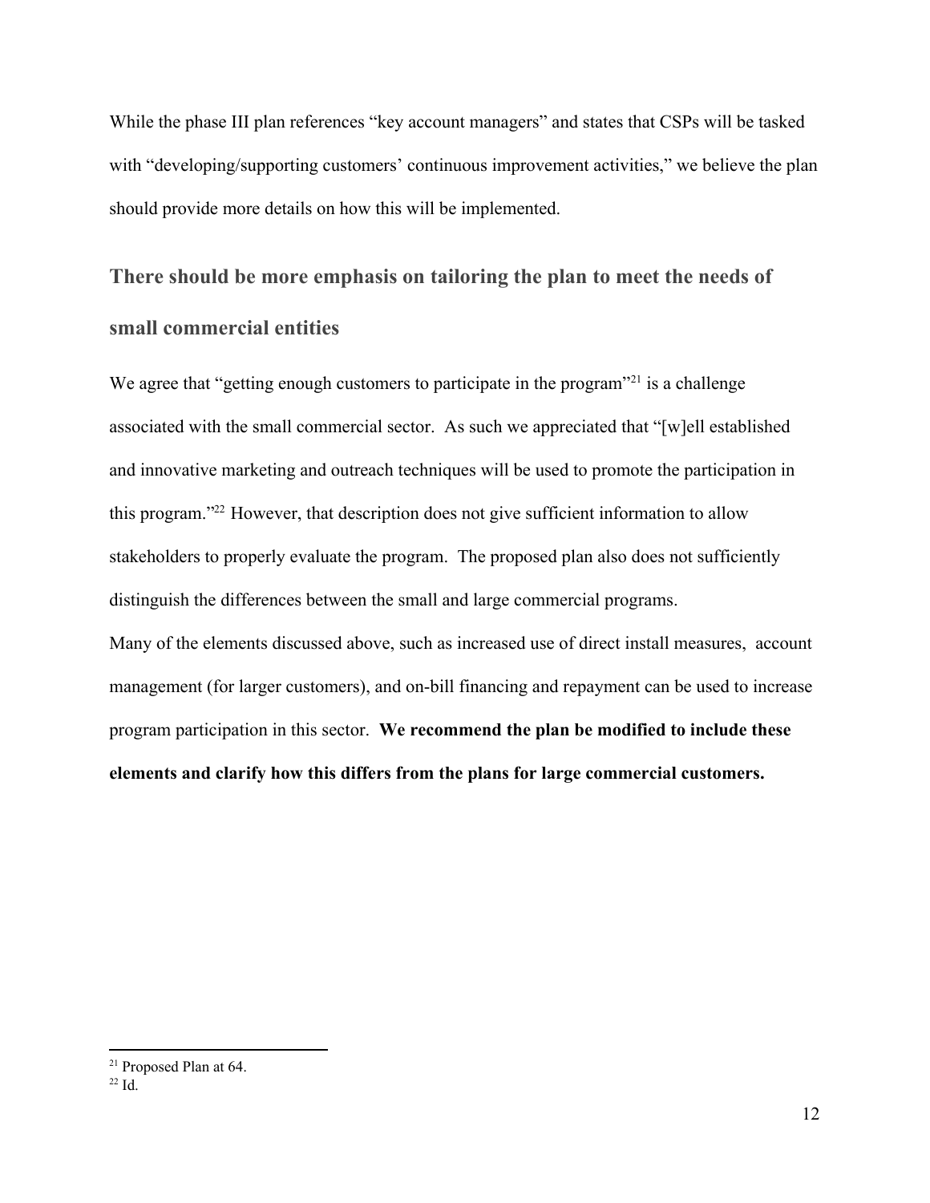While the phase III plan references "key account managers" and states that CSPs will be tasked with "developing/supporting customers' continuous improvement activities," we believe the plan should provide more details on how this will be implemented.

## There should be more emphasis on tailoring the plan to meet the needs of small commercial entities

We agree that "getting enough customers to participate in the program"[21] is a challenge associated with the small commercial sector. As such we appreciated that "[w]ell established and innovative marketing and outreach techniques will be used to promote the participation in this program."[22] However, that description does not give sufficient information to allow stakeholders to properly evaluate the program. The proposed plan also does not sufficiently distinguish the differences between the small and large commercial programs.

Many of the elements discussed above, such as increased use of direct install measures, account management (for larger customers), and on-bill financing and repayment can be used to increase program participation in this sector. **We recommend the plan be modified to include these elements and clarify how this differs from the plans for large commercial customers.**

---

[21] Proposed Plan at 64.

[22] Id.